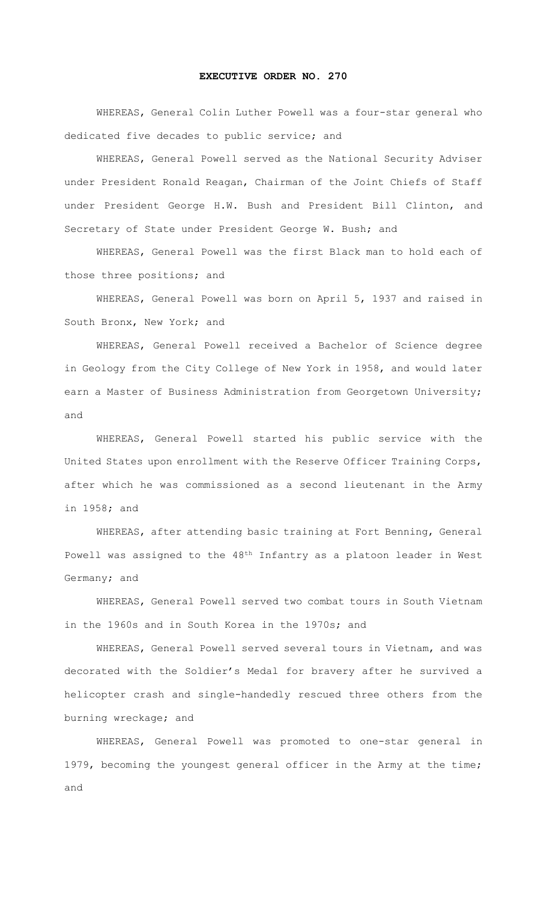# EXECUTIVE ORDER NO. 270

WHEREAS, General Colin Luther Powell was a four-star general who dedicated five decades to public service; and

WHEREAS, General Powell served as the National Security Adviser under President Ronald Reagan, Chairman of the Joint Chiefs of Staff under President George H.W. Bush and President Bill Clinton, and Secretary of State under President George W. Bush; and

WHEREAS, General Powell was the first Black man to hold each of those three positions; and

WHEREAS, General Powell was born on April 5, 1937 and raised in South Bronx, New York; and

WHEREAS, General Powell received a Bachelor of Science degree in Geology from the City College of New York in 1958, and would later earn a Master of Business Administration from Georgetown University; and

WHEREAS, General Powell started his public service with the United States upon enrollment with the Reserve Officer Training Corps, after which he was commissioned as a second lieutenant in the Army in 1958; and

WHEREAS, after attending basic training at Fort Benning, General Powell was assigned to the 48th Infantry as a platoon leader in West Germany; and

WHEREAS, General Powell served two combat tours in South Vietnam in the 1960s and in South Korea in the 1970s; and

WHEREAS, General Powell served several tours in Vietnam, and was decorated with the Soldier's Medal for bravery after he survived a helicopter crash and single-handedly rescued three others from the burning wreckage; and

WHEREAS, General Powell was promoted to one-star general in 1979, becoming the youngest general officer in the Army at the time; and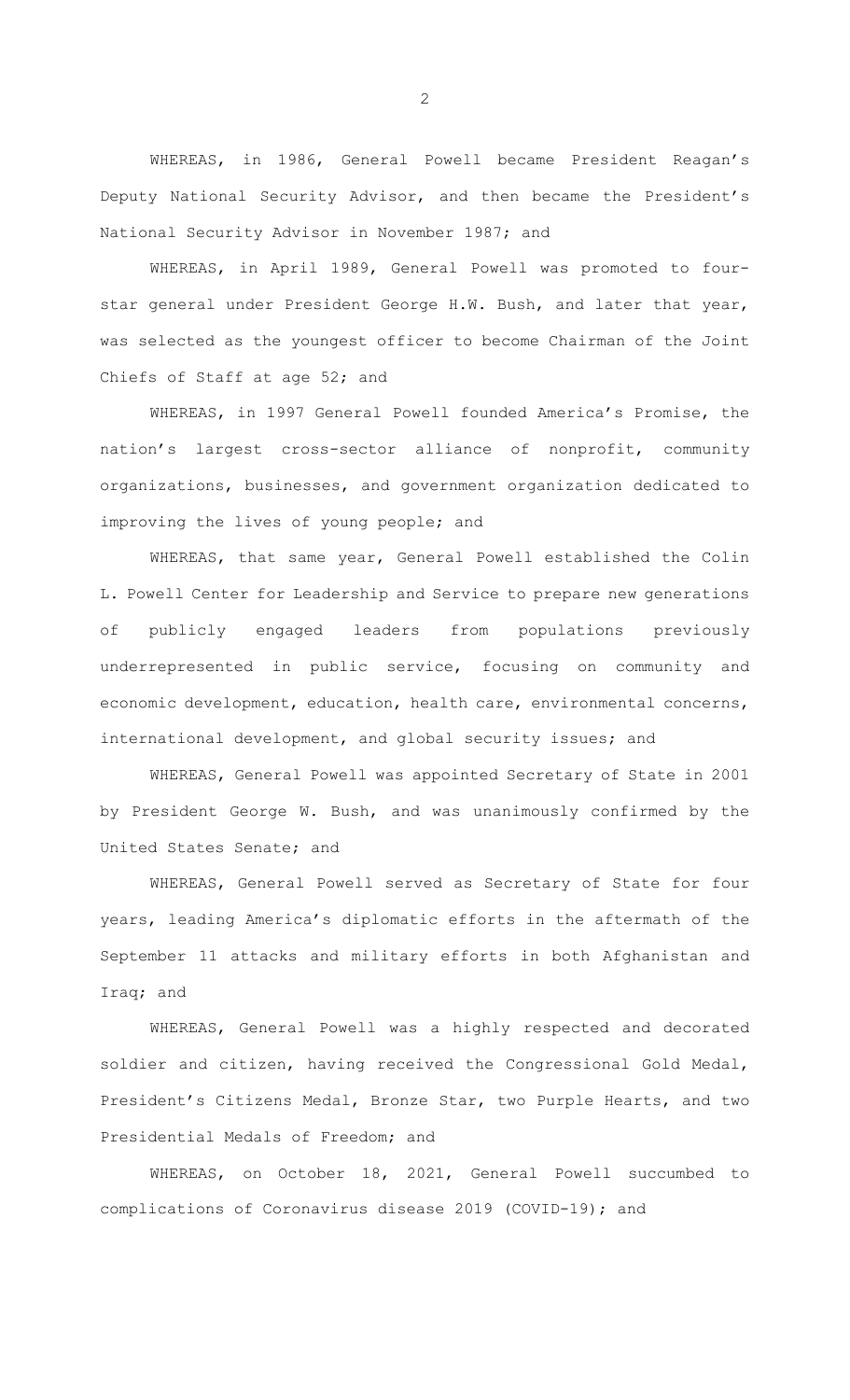WHEREAS, in 1986, General Powell became President Reagan's Deputy National Security Advisor, and then became the President's National Security Advisor in November 1987; and

WHEREAS, in April 1989, General Powell was promoted to four-star general under President George H.W. Bush, and later that year, was selected as the youngest officer to become Chairman of the Joint Chiefs of Staff at age 52; and

WHEREAS, in 1997 General Powell founded America's Promise, the nation's largest cross-sector alliance of nonprofit, community organizations, businesses, and government organization dedicated to improving the lives of young people; and

WHEREAS, that same year, General Powell established the Colin L. Powell Center for Leadership and Service to prepare new generations of publicly engaged leaders from populations previously underrepresented in public service, focusing on community and economic development, education, health care, environmental concerns, international development, and global security issues; and

WHEREAS, General Powell was appointed Secretary of State in 2001 by President George W. Bush, and was unanimously confirmed by the United States Senate; and

WHEREAS, General Powell served as Secretary of State for four years, leading America's diplomatic efforts in the aftermath of the September 11 attacks and military efforts in both Afghanistan and Iraq; and

WHEREAS, General Powell was a highly respected and decorated soldier and citizen, having received the Congressional Gold Medal, President's Citizens Medal, Bronze Star, two Purple Hearts, and two Presidential Medals of Freedom; and

WHEREAS, on October 18, 2021, General Powell succumbed to complications of Coronavirus disease 2019 (COVID-19); and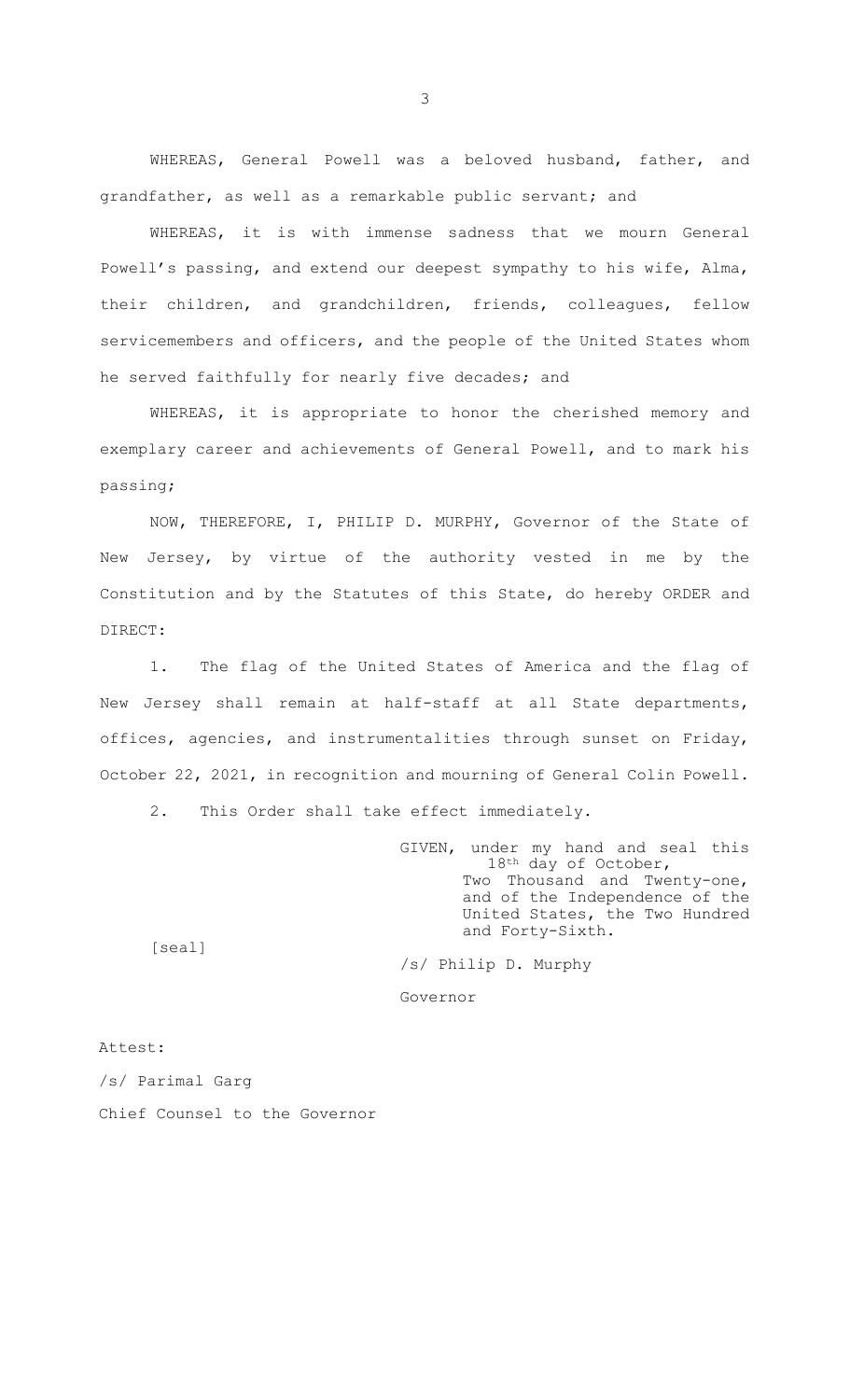WHEREAS, General Powell was a beloved husband, father, and grandfather, as well as a remarkable public servant; and

WHEREAS, it is with immense sadness that we mourn General Powell's passing, and extend our deepest sympathy to his wife, Alma, their children, and grandchildren, friends, colleagues, fellow servicemembers and officers, and the people of the United States whom he served faithfully for nearly five decades; and

WHEREAS, it is appropriate to honor the cherished memory and exemplary career and achievements of General Powell, and to mark his passing;

NOW, THEREFORE, I, PHILIP D. MURPHY, Governor of the State of New Jersey, by virtue of the authority vested in me by the Constitution and by the Statutes of this State, do hereby ORDER and DIRECT:

1. The flag of the United States of America and the flag of New Jersey shall remain at half-staff at all State departments, offices, agencies, and instrumentalities through sunset on Friday, October 22, 2021, in recognition and mourning of General Colin Powell.

2. This Order shall take effect immediately.

GIVEN, under my hand and seal this 18th day of October, Two Thousand and Twenty-one, and of the Independence of the United States, the Two Hundred and Forty-Sixth.

[seal]

/s/ Philip D. Murphy

Governor

Attest:

/s/ Parimal Garg

Chief Counsel to the Governor